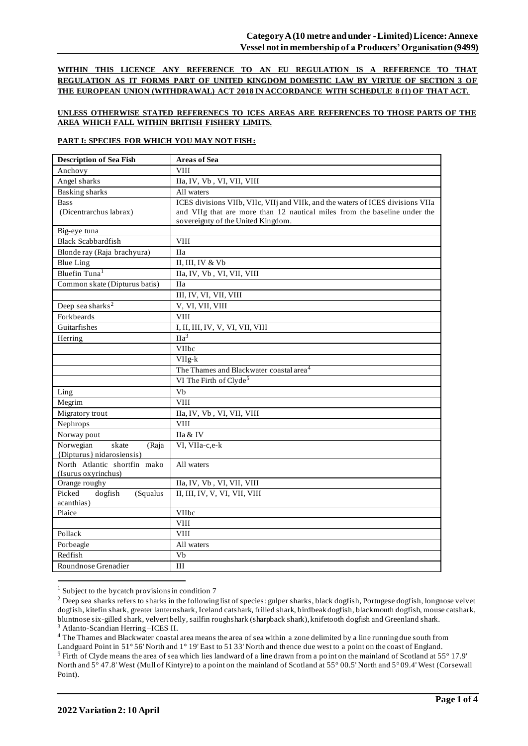**WITHIN THIS LICENCE ANY REFERENCE TO AN EU REGULATION IS A REFERENCE TO THAT REGULATION AS IT FORMS PART OF UNITED KINGDOM DOMESTIC LAW BY VIRTUE OF SECTION 3 OF THE EUROPEAN UNION (WITHDRAWAL) ACT 2018 IN ACCORDANCE WITH SCHEDULE 8 (1) OF THAT ACT.**

**UNLESS OTHERWISE STATED REFERENECS TO ICES AREAS ARE REFERENCES TO THOSE PARTS OF THE AREA WHICH FALL WITHIN BRITISH FISHERY LIMITS.**

**PART I: SPECIES FOR WHICH YOU MAY NOT FISH:**

| Description of Sea Fish | Areas of Sea |
|---|---|
| Anchovy | VIII |
| Angel sharks | IIa, IV, Vb , VI, VII, VIII |
| Basking sharks | All waters |
| Bass (Dicentrarchus labrax) | ICES divisions VIIb, VIIc, VIIj and VIIk, and the waters of ICES divisions VIIa and VIIg that are more than 12 nautical miles from the baseline under the sovereignty of the United Kingdom. |
| Big-eye tuna | |
| Black Scabbardfish | VIII |
| Blonde ray (Raja brachyura) | IIa |
| Blue Ling | II, III, IV & Vb |
| Bluefin Tuna[1] | IIa, IV, Vb , VI, VII, VIII |
| Common skate (Dipturus batis) | IIa |
| | III, IV, VI, VII, VIII |
| Deep sea sharks[2] | V, VI, VII, VIII |
| Forkbeards | VIII |
| Guitarfishes | I, II, III, IV, V, VI, VII, VIII |
| Herring | IIa[3] |
| | VIIbc |
| | VIIg-k |
| | The Thames and Blackwater coastal area[4] |
| | VI The Firth of Clyde[5] |
| Ling | Vb |
| Megrim | VIII |
| Migratory trout | IIa, IV, Vb , VI, VII, VIII |
| Nephrops | VIII |
| Norway pout | IIa & IV |
| Norwegian skate (Raja {Dipturus} nidarosiensis) | VI, VIIa-c,e-k |
| North Atlantic shortfin mako (Isurus oxyrinchus) | All waters |
| Orange roughy | IIa, IV, Vb , VI, VII, VIII |
| Picked dogfish (Squalus acanthias) | II, III, IV, V, VI, VII, VIII |
| Plaice | VIIbc |
| | VIII |
| Pollack | VIII |
| Porbeagle | All waters |
| Redfish | Vb |
| Roundnose Grenadier | III |

[1] Subject to the bycatch provisions in condition 7

[2] Deep sea sharks refers to sharks in the following list of species: gulper sharks, black dogfish, Portugese dogfish, longnose velvet dogfish, kitefin shark, greater lanternshark, Iceland catshark, frilled shark, birdbeak dogfish, blackmouth dogfish, mouse catshark, bluntnose six-gilled shark, velvert belly, sailfin roughshark (sharpback shark), knifetooth dogfish and Greenland shark.

[3] Atlanto-Scandian Herring –ICES II.

[4] The Thames and Blackwater coastal area means the area of sea within a zone delimited by a line running due south from Landguard Point in 51° 56' North and 1° 19' East to 51 33' North and thence due west to a point on the coast of England.

[5] Firth of Clyde means the area of sea which lies landward of a line drawn from a point on the mainland of Scotland at 55° 17.9' North and 5° 47.8' West (Mull of Kintyre) to a point on the mainland of Scotland at 55° 00.5' North and 5° 09.4' West (Corsewall Point).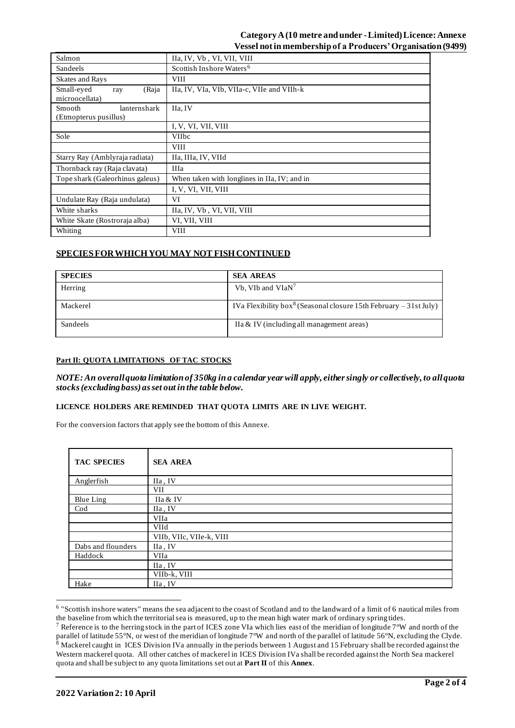| | |
|---|---|
| Salmon | IIa, IV, Vb , VI, VII, VIII |
| Sandeels | Scottish Inshore Waters[6] |
| Skates and Rays | VIII |
| Small-eyed ray (Raja microocellata) | IIa, IV, VIa, VIb, VIIa-c, VIIe and VIIh-k |
| Smooth lanternshark (Etmopterus pusillus) | IIa, IV |
| | I, V, VI, VII, VIII |
| Sole | VIIbc |
| | VIII |
| Starry Ray (Amblyraja radiata) | IIa, IIIa, IV, VIId |
| Thornback ray (Raja clavata) | IIIa |
| Tope shark (Galeorhinus galeus) | When taken with longlines in IIa, IV; and in |
| | I, V, VI, VII, VIII |
| Undulate Ray (Raja undulata) | VI |
| White sharks | IIa, IV, Vb , VI, VII, VIII |
| White Skate (Rostroraja alba) | VI, VII, VIII |
| Whiting | VIII |

## SPECIES FOR WHICH YOU MAY NOT FISH CONTINUED

| SPECIES | SEA AREAS |
|---|---|
| Herring | Vb, VIb and VIaN[7] |
| Mackerel | IVa Flexibility box[8] (Seasonal closure 15th February – 31st July) |
| Sandeels | IIa & IV (including all management areas) |

### Part II: QUOTA LIMITATIONS OF TAC STOCKS

***NOTE: An overall quota limitation of 350kg in a calendar year will apply, either singly or collectively, to all quota stocks (excluding bass) as set out in the table below.***

**LICENCE HOLDERS ARE REMINDED THAT QUOTA LIMITS ARE IN LIVE WEIGHT.**

For the conversion factors that apply see the bottom of this Annexe.

| TAC SPECIES | SEA AREA |
|---|---|
| Anglerfish | IIa , IV |
| | VII |
| Blue Ling | IIa & IV |
| Cod | IIa , IV |
| | VIIa |
| | VIId |
| | VIIb, VIIc, VIIe-k, VIII |
| Dabs and flounders | IIa , IV |
| Haddock | VIIa |
| | IIa , IV |
| | VIIb-k, VIII |
| Hake | IIa , IV |

[6] "Scottish inshore waters" means the sea adjacent to the coast of Scotland and to the landward of a limit of 6 nautical miles from the baseline from which the territorial sea is measured, up to the mean high water mark of ordinary spring tides.

[7] Reference is to the herring stock in the part of ICES zone VIa which lies east of the meridian of longitude 7°W and north of the parallel of latitude 55°N, or west of the meridian of longitude 7°W and north of the parallel of latitude 56°N, excluding the Clyde.

[8] Mackerel caught in ICES Division IVa annually in the periods between 1 August and 15 February shall be recorded against the Western mackerel quota. All other catches of mackerel in ICES Division IVa shall be recorded against the North Sea mackerel quota and shall be subject to any quota limitations set out at **Part II** of this **Annex**.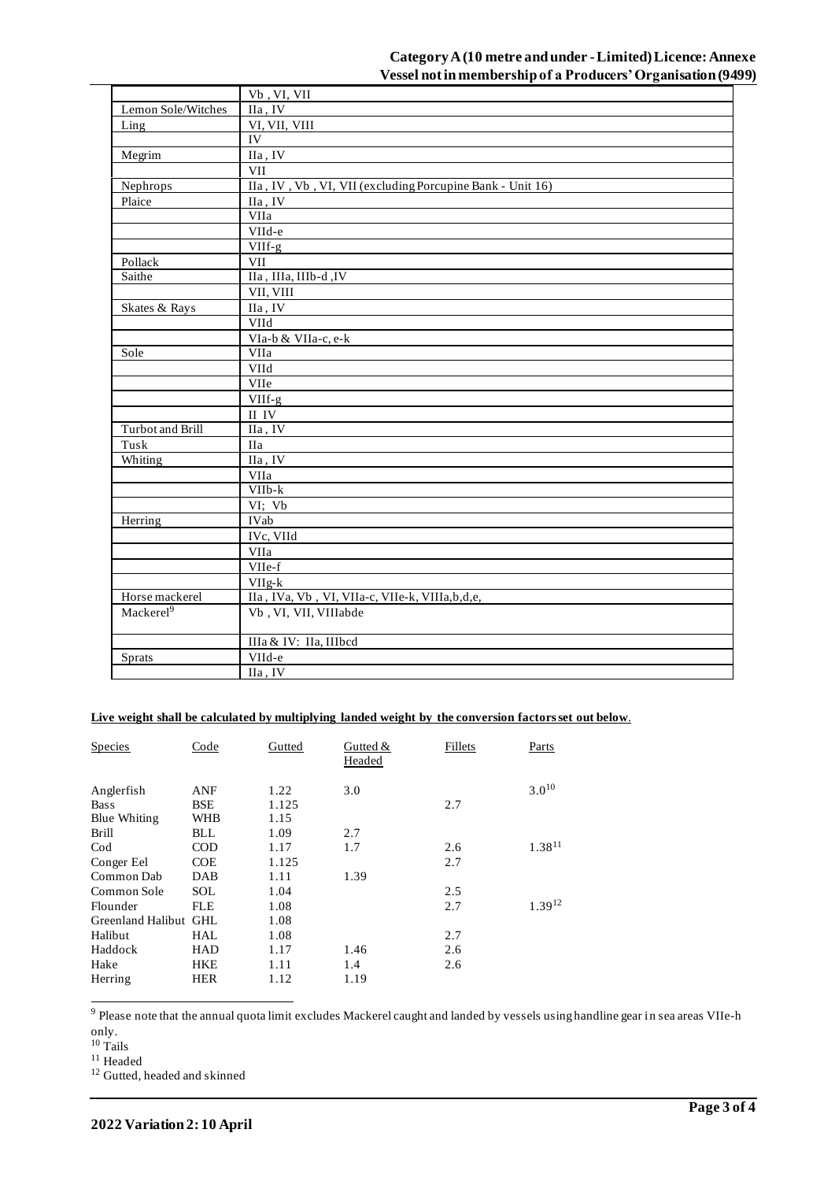| | |
|---|---|
| | Vb , VI, VII |
| Lemon Sole/Witches | IIa , IV |
| Ling | VI, VII, VIII |
| | IV |
| Megrim | IIa , IV |
| | VII |
| Nephrops | IIa , IV , Vb , VI, VII (excluding Porcupine Bank - Unit 16) |
| Plaice | IIa , IV |
| | VIIa |
| | VIId-e |
| | VIIf-g |
| Pollack | VII |
| Saithe | IIa , IIIa, IIIb-d ,IV |
| | VII, VIII |
| Skates & Rays | IIa , IV |
| | VIId |
| | VIa-b & VIIa-c, e-k |
| Sole | VIIa |
| | VIId |
| | VIIe |
| | VIIf-g |
| | II IV |
| Turbot and Brill | IIa , IV |
| Tusk | IIa |
| Whiting | IIa , IV |
| | VIIa |
| | VIIb-k |
| | VI; Vb |
| Herring | IVab |
| | IVc, VIId |
| | VIIa |
| | VIIe-f |
| | VIIg-k |
| Horse mackerel | IIa , IVa, Vb , VI, VIIa-c, VIIe-k, VIIIa,b,d,e, |
| Mackerel[9] | Vb , VI, VII, VIIIabde |
| | IIIa & IV: IIa, IIIbcd |
| Sprats | VIId-e |
| | IIa , IV |

**Live weight shall be calculated by multiplying landed weight by the conversion factors set out below.**

| Species | Code | Gutted | Gutted & Headed | Fillets | Parts |
|---|---|---|---|---|---|
| Anglerfish | ANF | 1.22 | 3.0 | | 3.0[10] |
| Bass | BSE | 1.125 | | 2.7 | |
| Blue Whiting | WHB | 1.15 | | | |
| Brill | BLL | 1.09 | 2.7 | | |
| Cod | COD | 1.17 | 1.7 | 2.6 | 1.38[11] |
| Conger Eel | COE | 1.125 | | 2.7 | |
| Common Dab | DAB | 1.11 | 1.39 | | |
| Common Sole | SOL | 1.04 | | 2.5 | |
| Flounder | FLE | 1.08 | | 2.7 | 1.39[12] |
| Greenland Halibut | GHL | 1.08 | | | |
| Halibut | HAL | 1.08 | | 2.7 | |
| Haddock | HAD | 1.17 | 1.46 | 2.6 | |
| Hake | HKE | 1.11 | 1.4 | 2.6 | |
| Herring | HER | 1.12 | 1.19 | | |

[9] Please note that the annual quota limit excludes Mackerel caught and landed by vessels using handline gear in sea areas VIIe-h only.

[10] Tails

[11] Headed

[12] Gutted, headed and skinned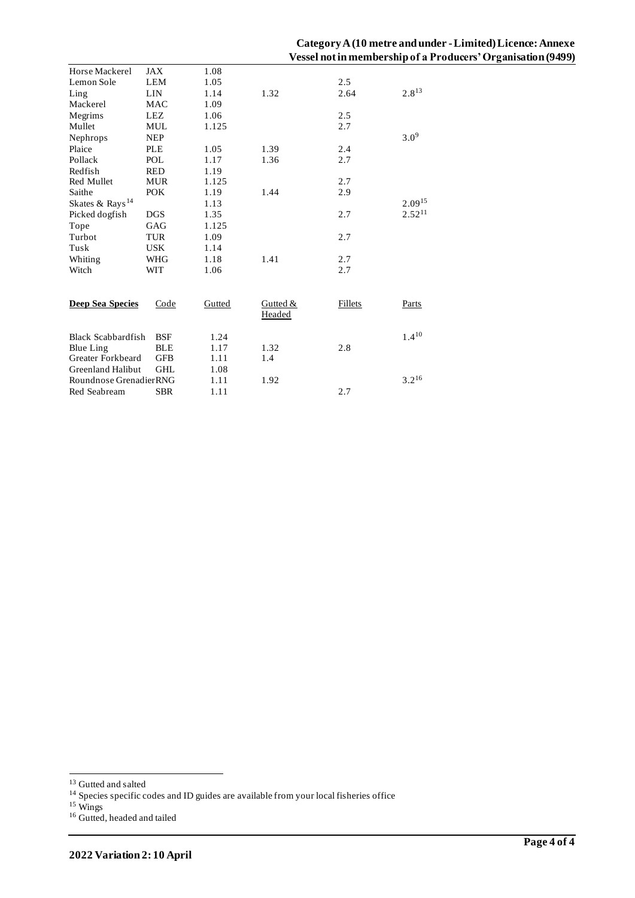| | | | | | |
|---|---|---|---|---|---|
| Horse Mackerel | JAX | 1.08 | | | |
| Lemon Sole | LEM | 1.05 | | 2.5 | |
| Ling | LIN | 1.14 | 1.32 | 2.64 | 2.8[13] |
| Mackerel | MAC | 1.09 | | | |
| Megrims | LEZ | 1.06 | | 2.5 | |
| Mullet | MUL | 1.125 | | 2.7 | |
| Nephrops | NEP | | | | 3.0[9] |
| Plaice | PLE | 1.05 | 1.39 | 2.4 | |
| Pollack | POL | 1.17 | 1.36 | 2.7 | |
| Redfish | RED | 1.19 | | | |
| Red Mullet | MUR | 1.125 | | 2.7 | |
| Saithe | POK | 1.19 | 1.44 | 2.9 | |
| Skates & Rays[14] | | 1.13 | | | 2.09[15] |
| Picked dogfish | DGS | 1.35 | | 2.7 | 2.52[11] |
| Tope | GAG | 1.125 | | | |
| Turbot | TUR | 1.09 | | 2.7 | |
| Tusk | USK | 1.14 | | | |
| Whiting | WHG | 1.18 | 1.41 | 2.7 | |
| Witch | WIT | 1.06 | | 2.7 | |

| **Deep Sea Species** | Code | Gutted | Gutted & Headed | Fillets | Parts |
|---|---|---|---|---|---|
| Black Scabbardfish | BSF | 1.24 | | | 1.4[10] |
| Blue Ling | BLE | 1.17 | 1.32 | 2.8 | |
| Greater Forkbeard | GFB | 1.11 | 1.4 | | |
| Greenland Halibut | GHL | 1.08 | | | |
| Roundnose Grenadier | RNG | 1.11 | 1.92 | | 3.2[16] |
| Red Seabream | SBR | 1.11 | | 2.7 | |

[13] Gutted and salted

[14] Species specific codes and ID guides are available from your local fisheries office

[15] Wings

[16] Gutted, headed and tailed